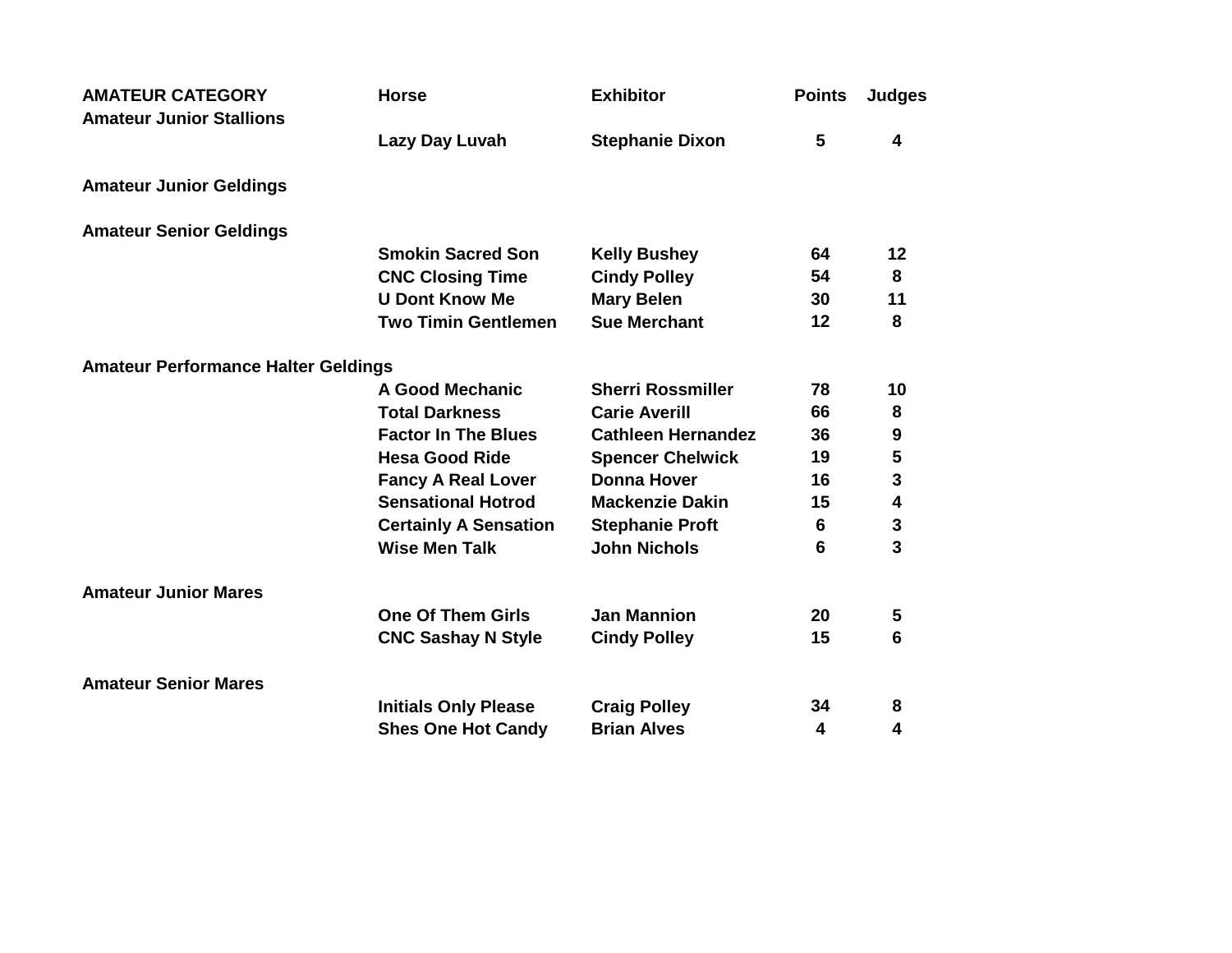| AMATEUR CATEGORY | Horse | Exhibitor | Points | Judges |
|---|---|---|---|---|
| **Amateur Junior Stallions** | | | | |
| | Lazy Day Luvah | Stephanie Dixon | 5 | 4 |
| **Amateur Junior Geldings** | | | | |
| **Amateur Senior Geldings** | | | | |
| | Smokin Sacred Son | Kelly Bushey | 64 | 12 |
| | CNC Closing Time | Cindy Polley | 54 | 8 |
| | U Dont Know Me | Mary Belen | 30 | 11 |
| | Two Timin Gentlemen | Sue Merchant | 12 | 8 |
| **Amateur Performance Halter Geldings** | | | | |
| | A Good Mechanic | Sherri Rossmiller | 78 | 10 |
| | Total Darkness | Carie Averill | 66 | 8 |
| | Factor In The Blues | Cathleen Hernandez | 36 | 9 |
| | Hesa Good Ride | Spencer Chelwick | 19 | 5 |
| | Fancy A Real Lover | Donna Hover | 16 | 3 |
| | Sensational Hotrod | Mackenzie Dakin | 15 | 4 |
| | Certainly A Sensation | Stephanie Proft | 6 | 3 |
| | Wise Men Talk | John Nichols | 6 | 3 |
| **Amateur Junior Mares** | | | | |
| | One Of Them Girls | Jan Mannion | 20 | 5 |
| | CNC Sashay N Style | Cindy Polley | 15 | 6 |
| **Amateur Senior Mares** | | | | |
| | Initials Only Please | Craig Polley | 34 | 8 |
| | Shes One Hot Candy | Brian Alves | 4 | 4 |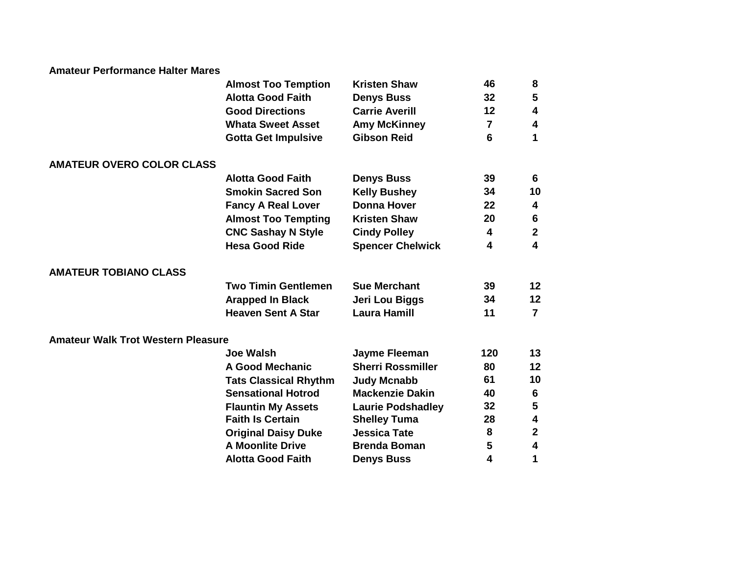**Amateur Performance Halter Mares**

| | | | |
|---|---|---|---|
| Almost Too Temption | Kristen Shaw | 46 | 8 |
| Alotta Good Faith | Denys Buss | 32 | 5 |
| Good Directions | Carrie Averill | 12 | 4 |
| Whata Sweet Asset | Amy McKinney | 7 | 4 |
| Gotta Get Impulsive | Gibson Reid | 6 | 1 |

**AMATEUR OVERO COLOR CLASS**

| | | | |
|---|---|---|---|
| Alotta Good Faith | Denys Buss | 39 | 6 |
| Smokin Sacred Son | Kelly Bushey | 34 | 10 |
| Fancy A Real Lover | Donna Hover | 22 | 4 |
| Almost Too Tempting | Kristen Shaw | 20 | 6 |
| CNC Sashay N Style | Cindy Polley | 4 | 2 |
| Hesa Good Ride | Spencer Chelwick | 4 | 4 |

**AMATEUR TOBIANO CLASS**

| | | | |
|---|---|---|---|
| Two Timin Gentlemen | Sue Merchant | 39 | 12 |
| Arapped In Black | Jeri Lou Biggs | 34 | 12 |
| Heaven Sent A Star | Laura Hamill | 11 | 7 |

**Amateur Walk Trot Western Pleasure**

| | | | |
|---|---|---|---|
| Joe Walsh | Jayme Fleeman | 120 | 13 |
| A Good Mechanic | Sherri Rossmiller | 80 | 12 |
| Tats Classical Rhythm | Judy Mcnabb | 61 | 10 |
| Sensational Hotrod | Mackenzie Dakin | 40 | 6 |
| Flauntin My Assets | Laurie Podshadley | 32 | 5 |
| Faith Is Certain | Shelley Tuma | 28 | 4 |
| Original Daisy Duke | Jessica Tate | 8 | 2 |
| A Moonlite Drive | Brenda Boman | 5 | 4 |
| Alotta Good Faith | Denys Buss | 4 | 1 |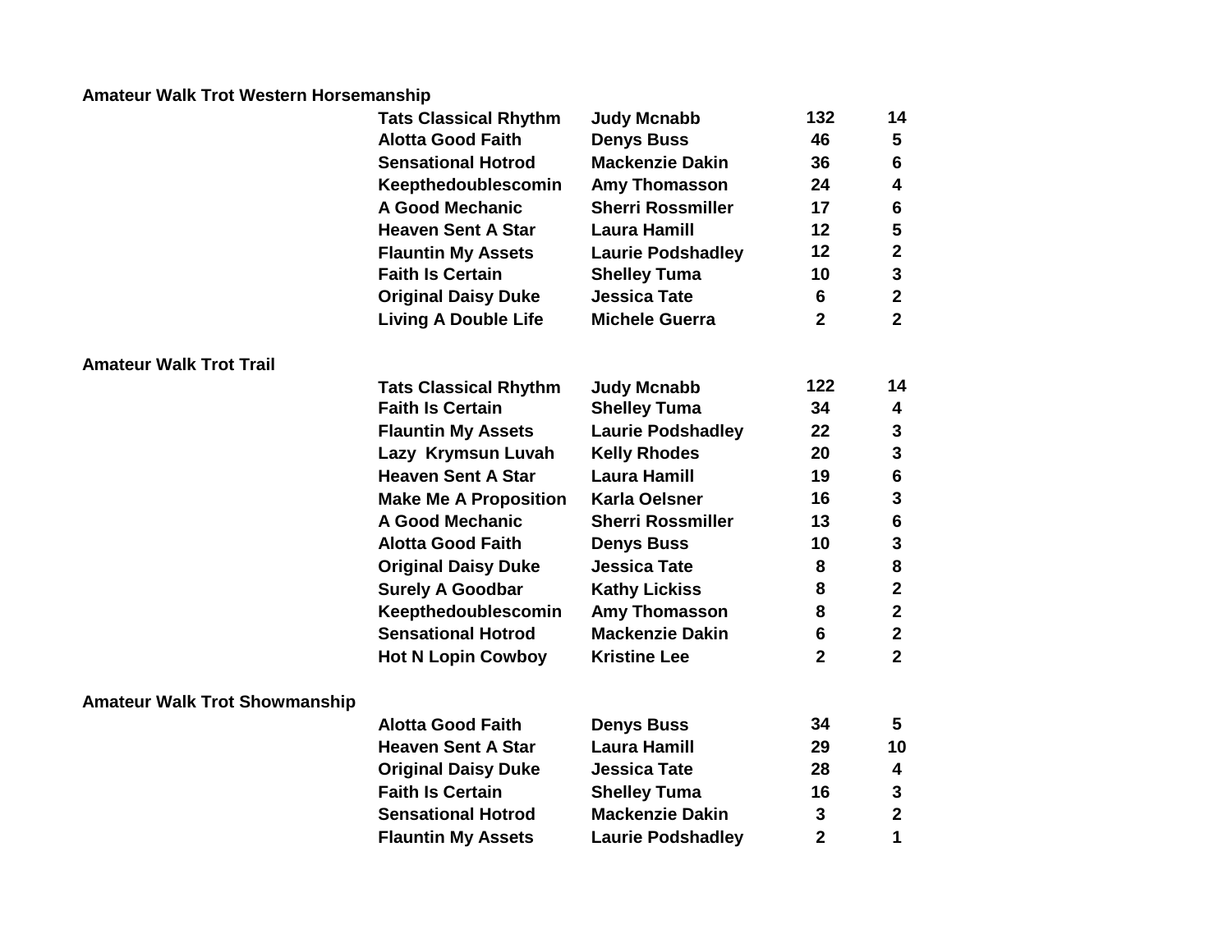**Amateur Walk Trot Western Horsemanship**

| Horse | Rider | Points | Shows |
|---|---|---|---|
| Tats Classical Rhythm | Judy Mcnabb | 132 | 14 |
| Alotta Good Faith | Denys Buss | 46 | 5 |
| Sensational Hotrod | Mackenzie Dakin | 36 | 6 |
| Keepthedoublescomin | Amy Thomasson | 24 | 4 |
| A Good Mechanic | Sherri Rossmiller | 17 | 6 |
| Heaven Sent A Star | Laura Hamill | 12 | 5 |
| Flauntin My Assets | Laurie Podshadley | 12 | 2 |
| Faith Is Certain | Shelley Tuma | 10 | 3 |
| Original Daisy Duke | Jessica Tate | 6 | 2 |
| Living A Double Life | Michele Guerra | 2 | 2 |

**Amateur Walk Trot Trail**

| Horse | Rider | Points | Shows |
|---|---|---|---|
| Tats Classical Rhythm | Judy Mcnabb | 122 | 14 |
| Faith Is Certain | Shelley Tuma | 34 | 4 |
| Flauntin My Assets | Laurie Podshadley | 22 | 3 |
| Lazy Krymsun Luvah | Kelly Rhodes | 20 | 3 |
| Heaven Sent A Star | Laura Hamill | 19 | 6 |
| Make Me A Proposition | Karla Oelsner | 16 | 3 |
| A Good Mechanic | Sherri Rossmiller | 13 | 6 |
| Alotta Good Faith | Denys Buss | 10 | 3 |
| Original Daisy Duke | Jessica Tate | 8 | 8 |
| Surely A Goodbar | Kathy Lickiss | 8 | 2 |
| Keepthedoublescomin | Amy Thomasson | 8 | 2 |
| Sensational Hotrod | Mackenzie Dakin | 6 | 2 |
| Hot N Lopin Cowboy | Kristine Lee | 2 | 2 |

**Amateur Walk Trot Showmanship**

| Horse | Rider | Points | Shows |
|---|---|---|---|
| Alotta Good Faith | Denys Buss | 34 | 5 |
| Heaven Sent A Star | Laura Hamill | 29 | 10 |
| Original Daisy Duke | Jessica Tate | 28 | 4 |
| Faith Is Certain | Shelley Tuma | 16 | 3 |
| Sensational Hotrod | Mackenzie Dakin | 3 | 2 |
| Flauntin My Assets | Laurie Podshadley | 2 | 1 |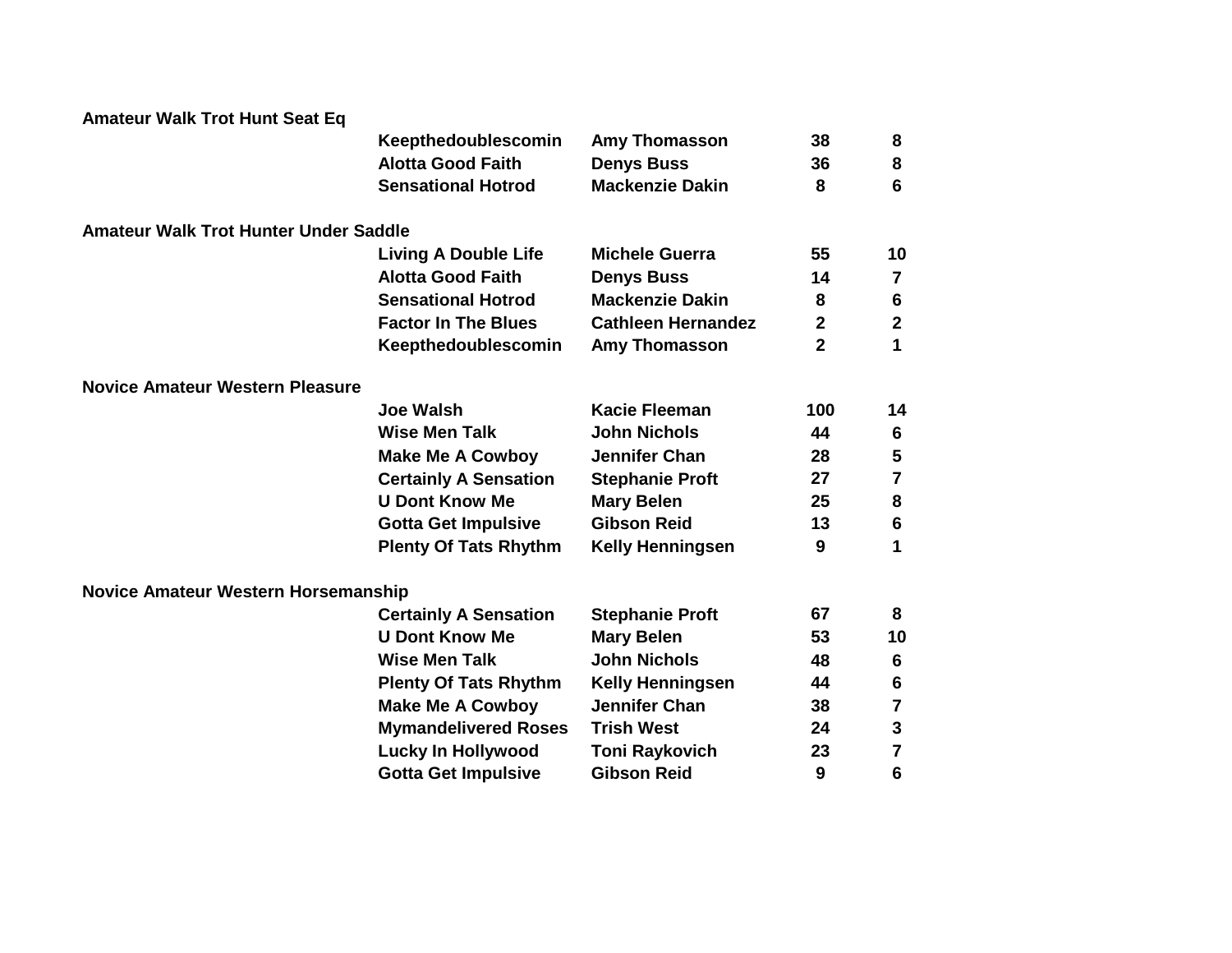**Amateur Walk Trot Hunt Seat Eq**

| | Horse | Rider | | |
|---|---|---|---|---|
| | Keepthedoublescomin | Amy Thomasson | 38 | 8 |
| | Alotta Good Faith | Denys Buss | 36 | 8 |
| | Sensational Hotrod | Mackenzie Dakin | 8 | 6 |

**Amateur Walk Trot Hunter Under Saddle**

| | Horse | Rider | | |
|---|---|---|---|---|
| | Living A Double Life | Michele Guerra | 55 | 10 |
| | Alotta Good Faith | Denys Buss | 14 | 7 |
| | Sensational Hotrod | Mackenzie Dakin | 8 | 6 |
| | Factor In The Blues | Cathleen Hernandez | 2 | 2 |
| | Keepthedoublescomin | Amy Thomasson | 2 | 1 |

**Novice Amateur Western Pleasure**

| | Horse | Rider | | |
|---|---|---|---|---|
| | Joe Walsh | Kacie Fleeman | 100 | 14 |
| | Wise Men Talk | John Nichols | 44 | 6 |
| | Make Me A Cowboy | Jennifer Chan | 28 | 5 |
| | Certainly A Sensation | Stephanie Proft | 27 | 7 |
| | U Dont Know Me | Mary Belen | 25 | 8 |
| | Gotta Get Impulsive | Gibson Reid | 13 | 6 |
| | Plenty Of Tats Rhythm | Kelly Henningsen | 9 | 1 |

**Novice Amateur Western Horsemanship**

| | Horse | Rider | | |
|---|---|---|---|---|
| | Certainly A Sensation | Stephanie Proft | 67 | 8 |
| | U Dont Know Me | Mary Belen | 53 | 10 |
| | Wise Men Talk | John Nichols | 48 | 6 |
| | Plenty Of Tats Rhythm | Kelly Henningsen | 44 | 6 |
| | Make Me A Cowboy | Jennifer Chan | 38 | 7 |
| | Mymandelivered Roses | Trish West | 24 | 3 |
| | Lucky In Hollywood | Toni Raykovich | 23 | 7 |
| | Gotta Get Impulsive | Gibson Reid | 9 | 6 |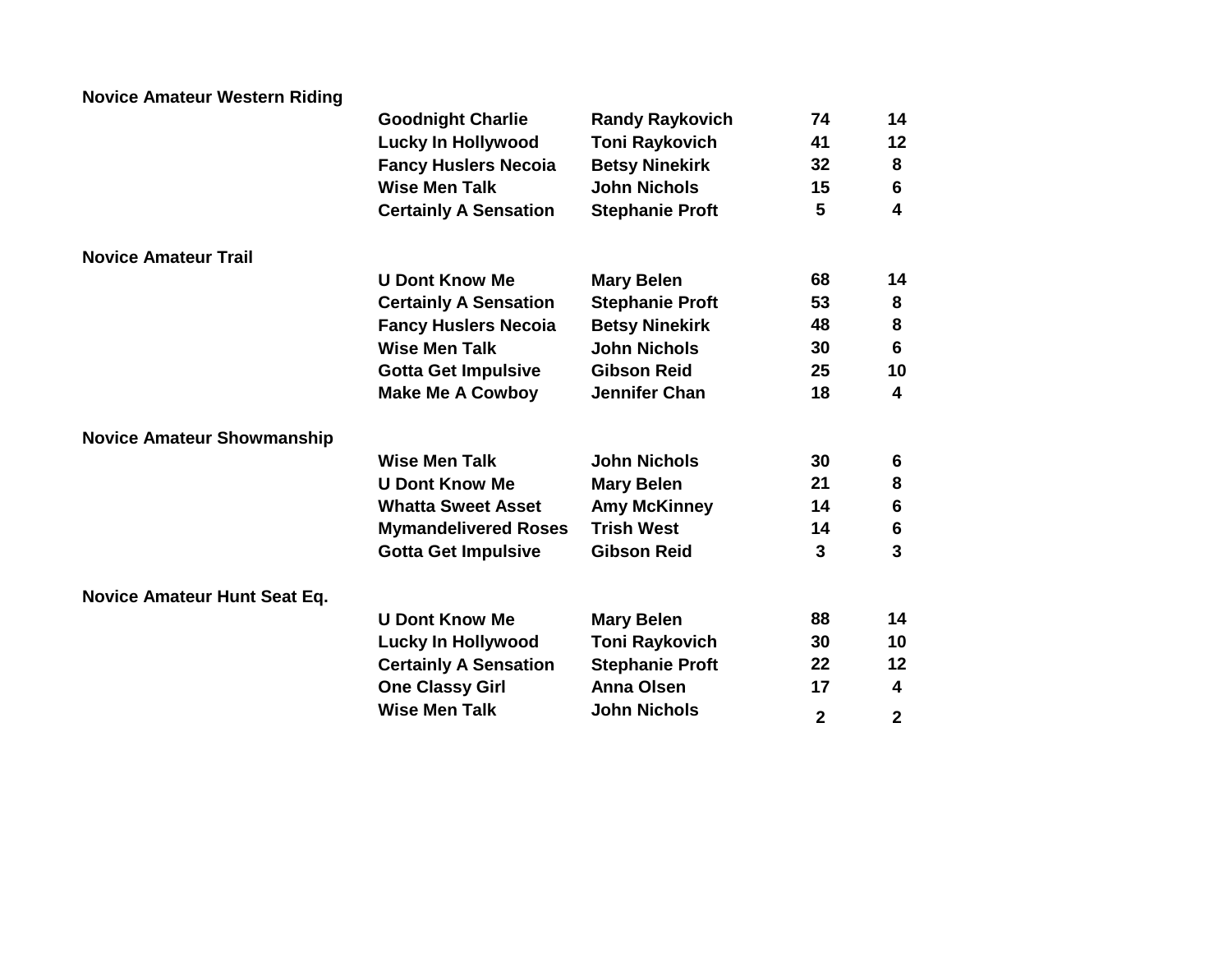**Novice Amateur Western Riding**

| Horse | Rider | Points | |
|---|---|---|---|
| Goodnight Charlie | Randy Raykovich | 74 | 14 |
| Lucky In Hollywood | Toni Raykovich | 41 | 12 |
| Fancy Huslers Necoia | Betsy Ninekirk | 32 | 8 |
| Wise Men Talk | John Nichols | 15 | 6 |
| Certainly A Sensation | Stephanie Proft | 5 | 4 |

**Novice Amateur Trail**

| Horse | Rider | Points | |
|---|---|---|---|
| U Dont Know Me | Mary Belen | 68 | 14 |
| Certainly A Sensation | Stephanie Proft | 53 | 8 |
| Fancy Huslers Necoia | Betsy Ninekirk | 48 | 8 |
| Wise Men Talk | John Nichols | 30 | 6 |
| Gotta Get Impulsive | Gibson Reid | 25 | 10 |
| Make Me A Cowboy | Jennifer Chan | 18 | 4 |

**Novice Amateur Showmanship**

| Horse | Rider | Points | |
|---|---|---|---|
| Wise Men Talk | John Nichols | 30 | 6 |
| U Dont Know Me | Mary Belen | 21 | 8 |
| Whatta Sweet Asset | Amy McKinney | 14 | 6 |
| Mymandelivered Roses | Trish West | 14 | 6 |
| Gotta Get Impulsive | Gibson Reid | 3 | 3 |

**Novice Amateur Hunt Seat Eq.**

| Horse | Rider | Points | |
|---|---|---|---|
| U Dont Know Me | Mary Belen | 88 | 14 |
| Lucky In Hollywood | Toni Raykovich | 30 | 10 |
| Certainly A Sensation | Stephanie Proft | 22 | 12 |
| One Classy Girl | Anna Olsen | 17 | 4 |
| Wise Men Talk | John Nichols | 2 | 2 |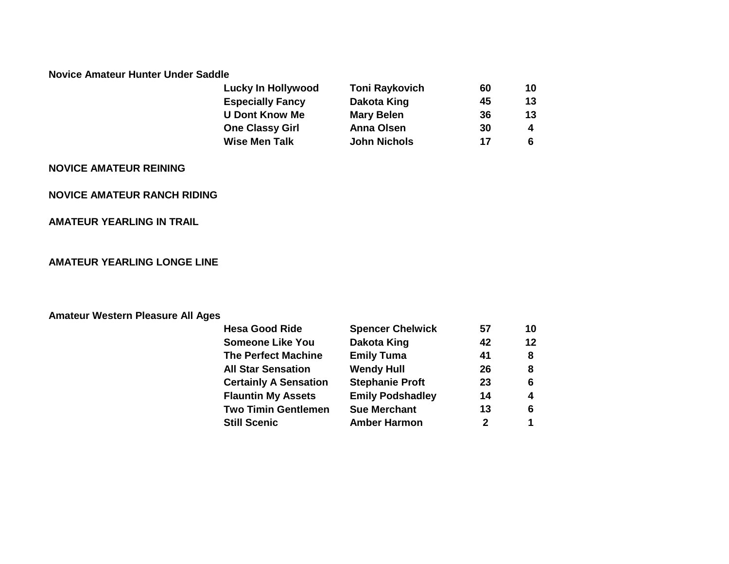**Novice Amateur Hunter Under Saddle**

| Horse | Rider | | |
|---|---|---|---|
| Lucky In Hollywood | Toni Raykovich | 60 | 10 |
| Especially Fancy | Dakota King | 45 | 13 |
| U Dont Know Me | Mary Belen | 36 | 13 |
| One Classy Girl | Anna Olsen | 30 | 4 |
| Wise Men Talk | John Nichols | 17 | 6 |

**NOVICE AMATEUR REINING**

**NOVICE AMATEUR RANCH RIDING**

**AMATEUR YEARLING IN TRAIL**

**AMATEUR YEARLING LONGE LINE**

**Amateur Western Pleasure All Ages**

| Horse | Rider | | |
|---|---|---|---|
| Hesa Good Ride | Spencer Chelwick | 57 | 10 |
| Someone Like You | Dakota King | 42 | 12 |
| The Perfect Machine | Emily Tuma | 41 | 8 |
| All Star Sensation | Wendy Hull | 26 | 8 |
| Certainly A Sensation | Stephanie Proft | 23 | 6 |
| Flauntin My Assets | Emily Podshadley | 14 | 4 |
| Two Timin Gentlemen | Sue Merchant | 13 | 6 |
| Still Scenic | Amber Harmon | 2 | 1 |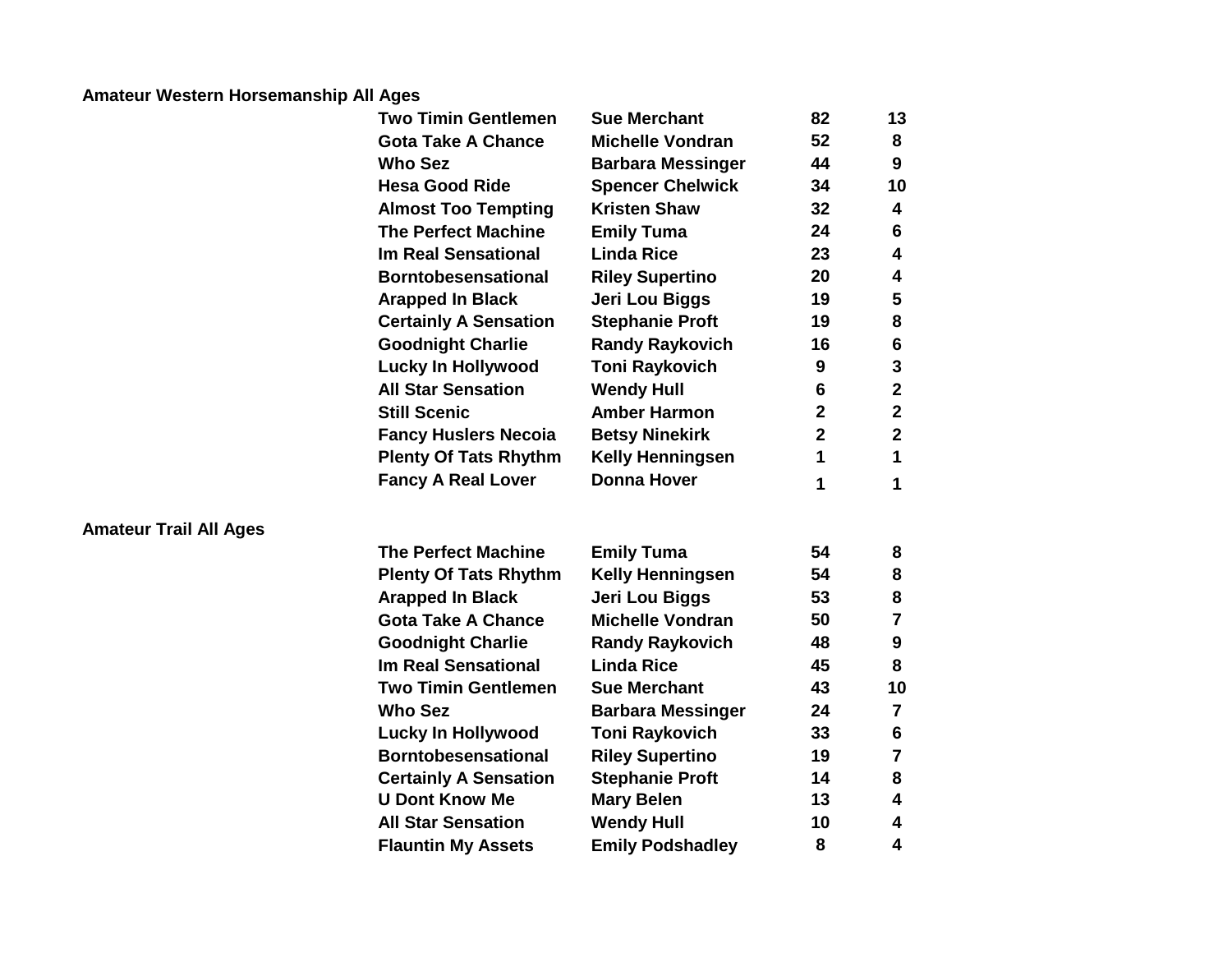## Amateur Western Horsemanship All Ages

| Horse | Rider | Points | Shows |
|---|---|---|---|
| Two Timin Gentlemen | Sue Merchant | 82 | 13 |
| Gota Take A Chance | Michelle Vondran | 52 | 8 |
| Who Sez | Barbara Messinger | 44 | 9 |
| Hesa Good Ride | Spencer Chelwick | 34 | 10 |
| Almost Too Tempting | Kristen Shaw | 32 | 4 |
| The Perfect Machine | Emily Tuma | 24 | 6 |
| Im Real Sensational | Linda Rice | 23 | 4 |
| Borntobesensational | Riley Supertino | 20 | 4 |
| Arapped In Black | Jeri Lou Biggs | 19 | 5 |
| Certainly A Sensation | Stephanie Proft | 19 | 8 |
| Goodnight Charlie | Randy Raykovich | 16 | 6 |
| Lucky In Hollywood | Toni Raykovich | 9 | 3 |
| All Star Sensation | Wendy Hull | 6 | 2 |
| Still Scenic | Amber Harmon | 2 | 2 |
| Fancy Huslers Necoia | Betsy Ninekirk | 2 | 2 |
| Plenty Of Tats Rhythm | Kelly Henningsen | 1 | 1 |
| Fancy A Real Lover | Donna Hover | 1 | 1 |

## Amateur Trail All Ages

| Horse | Rider | Points | Shows |
|---|---|---|---|
| The Perfect Machine | Emily Tuma | 54 | 8 |
| Plenty Of Tats Rhythm | Kelly Henningsen | 54 | 8 |
| Arapped In Black | Jeri Lou Biggs | 53 | 8 |
| Gota Take A Chance | Michelle Vondran | 50 | 7 |
| Goodnight Charlie | Randy Raykovich | 48 | 9 |
| Im Real Sensational | Linda Rice | 45 | 8 |
| Two Timin Gentlemen | Sue Merchant | 43 | 10 |
| Who Sez | Barbara Messinger | 24 | 7 |
| Lucky In Hollywood | Toni Raykovich | 33 | 6 |
| Borntobesensational | Riley Supertino | 19 | 7 |
| Certainly A Sensation | Stephanie Proft | 14 | 8 |
| U Dont Know Me | Mary Belen | 13 | 4 |
| All Star Sensation | Wendy Hull | 10 | 4 |
| Flauntin My Assets | Emily Podshadley | 8 | 4 |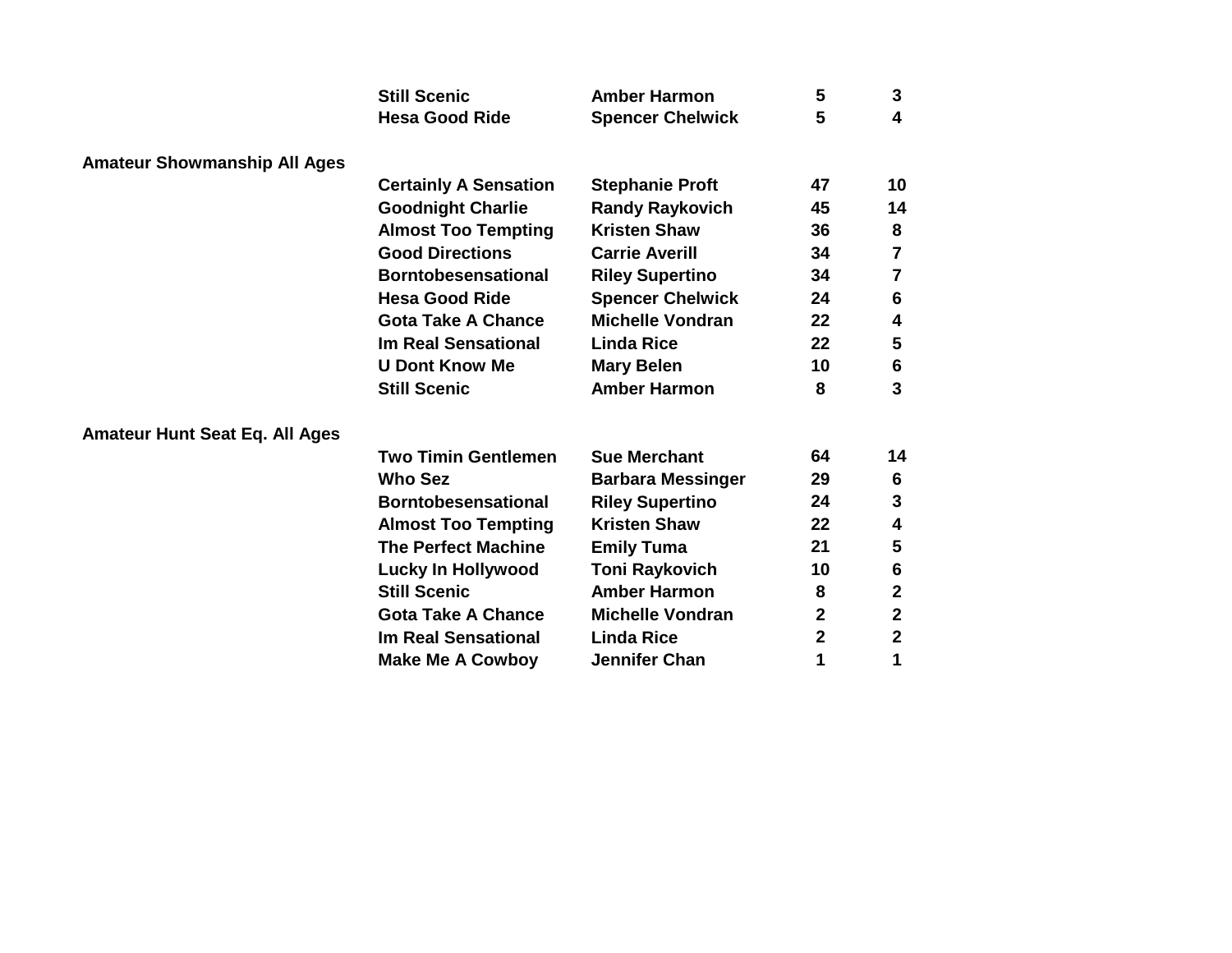| | Horse | Rider | | |
|---|---|---|---|---|
| | Still Scenic | Amber Harmon | 5 | 3 |
| | Hesa Good Ride | Spencer Chelwick | 5 | 4 |

**Amateur Showmanship All Ages**

| Horse | Rider | | |
|---|---|---|---|
| Certainly A Sensation | Stephanie Proft | 47 | 10 |
| Goodnight Charlie | Randy Raykovich | 45 | 14 |
| Almost Too Tempting | Kristen Shaw | 36 | 8 |
| Good Directions | Carrie Averill | 34 | 7 |
| Borntobesensational | Riley Supertino | 34 | 7 |
| Hesa Good Ride | Spencer Chelwick | 24 | 6 |
| Gota Take A Chance | Michelle Vondran | 22 | 4 |
| Im Real Sensational | Linda Rice | 22 | 5 |
| U Dont Know Me | Mary Belen | 10 | 6 |
| Still Scenic | Amber Harmon | 8 | 3 |

**Amateur Hunt Seat Eq. All Ages**

| Horse | Rider | | |
|---|---|---|---|
| Two Timin Gentlemen | Sue Merchant | 64 | 14 |
| Who Sez | Barbara Messinger | 29 | 6 |
| Borntobesensational | Riley Supertino | 24 | 3 |
| Almost Too Tempting | Kristen Shaw | 22 | 4 |
| The Perfect Machine | Emily Tuma | 21 | 5 |
| Lucky In Hollywood | Toni Raykovich | 10 | 6 |
| Still Scenic | Amber Harmon | 8 | 2 |
| Gota Take A Chance | Michelle Vondran | 2 | 2 |
| Im Real Sensational | Linda Rice | 2 | 2 |
| Make Me A Cowboy | Jennifer Chan | 1 | 1 |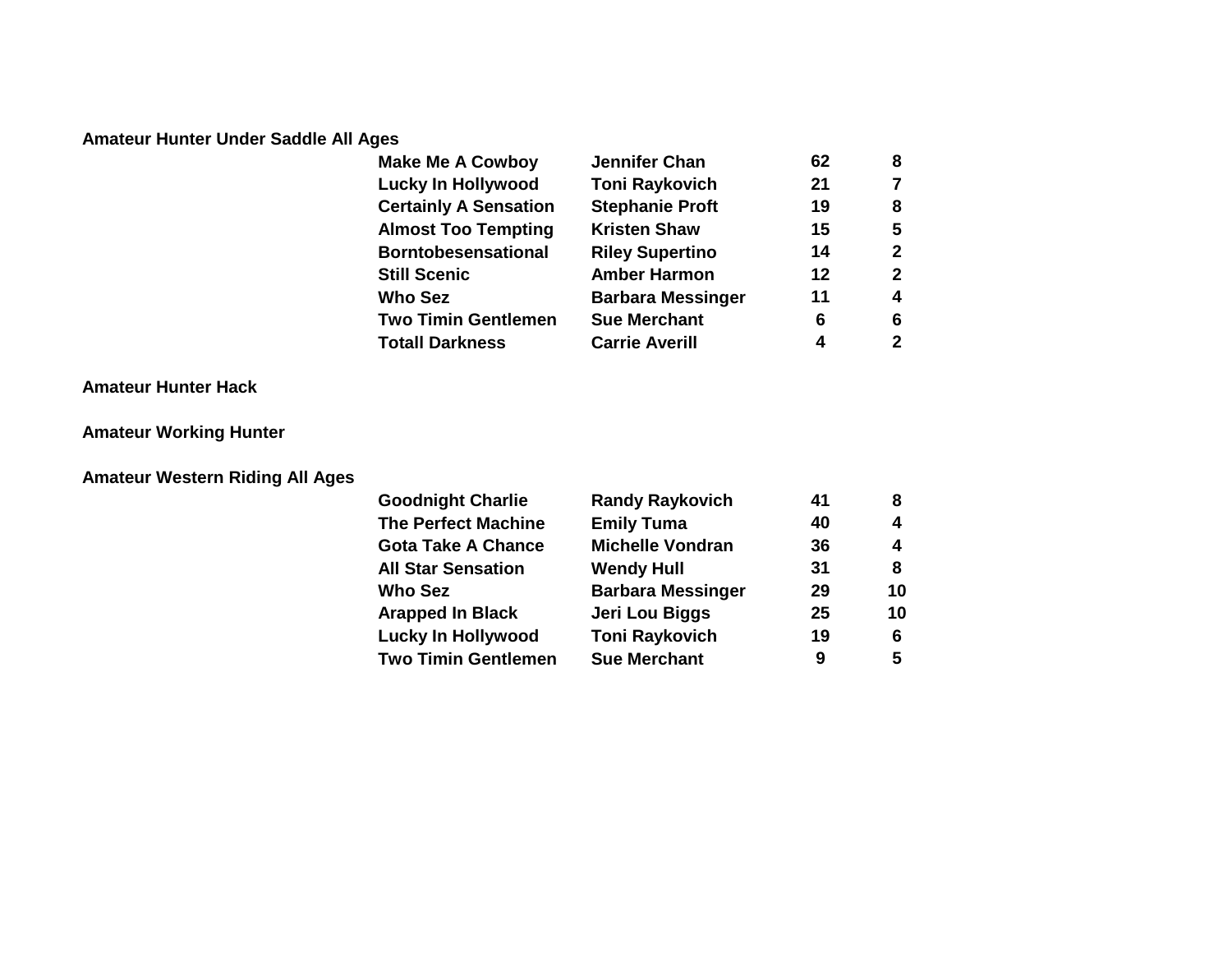**Amateur Hunter Under Saddle All Ages**

| | | | |
|---|---|---|---|
| Make Me A Cowboy | Jennifer Chan | 62 | 8 |
| Lucky In Hollywood | Toni Raykovich | 21 | 7 |
| Certainly A Sensation | Stephanie Proft | 19 | 8 |
| Almost Too Tempting | Kristen Shaw | 15 | 5 |
| Borntobesensational | Riley Supertino | 14 | 2 |
| Still Scenic | Amber Harmon | 12 | 2 |
| Who Sez | Barbara Messinger | 11 | 4 |
| Two Timin Gentlemen | Sue Merchant | 6 | 6 |
| Totall Darkness | Carrie Averill | 4 | 2 |

**Amateur Hunter Hack**

**Amateur Working Hunter**

**Amateur Western Riding All Ages**

| | | | |
|---|---|---|---|
| Goodnight Charlie | Randy Raykovich | 41 | 8 |
| The Perfect Machine | Emily Tuma | 40 | 4 |
| Gota Take A Chance | Michelle Vondran | 36 | 4 |
| All Star Sensation | Wendy Hull | 31 | 8 |
| Who Sez | Barbara Messinger | 29 | 10 |
| Arapped In Black | Jeri Lou Biggs | 25 | 10 |
| Lucky In Hollywood | Toni Raykovich | 19 | 6 |
| Two Timin Gentlemen | Sue Merchant | 9 | 5 |